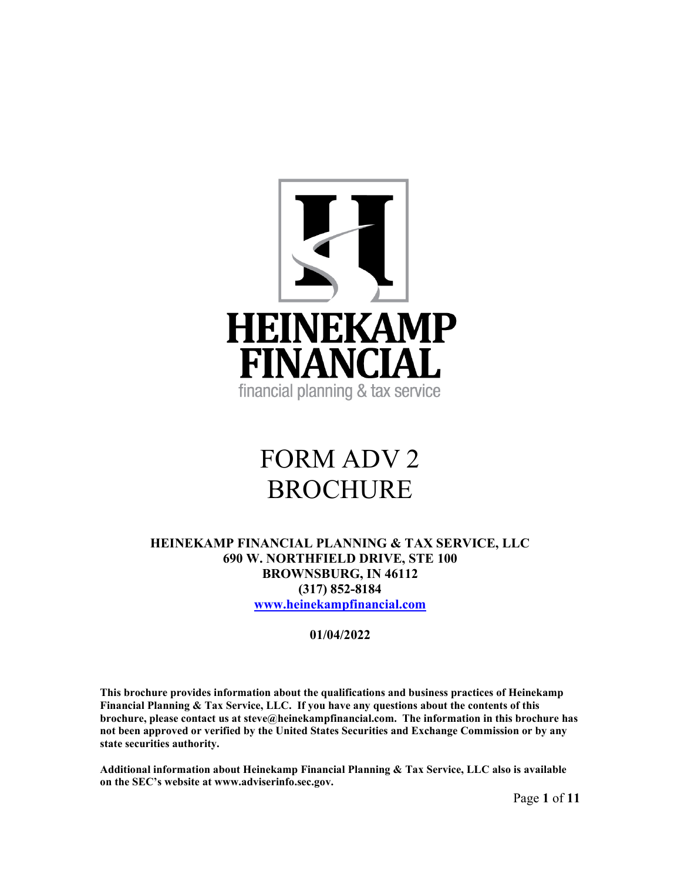HEINEKAMP FINANCIAL

financial planning & tax service

# FORM ADV 2 BROCHURE

**HEINEKAMP FINANCIAL PLANNING & TAX SERVICE, LLC**
**690 W. NORTHFIELD DRIVE, STE 100**
**BROWNSBURG, IN 46112**
**(317) 852-8184**
**www.heinekampfinancial.com**

**01/04/2022**

**This brochure provides information about the qualifications and business practices of Heinekamp Financial Planning & Tax Service, LLC. If you have any questions about the contents of this brochure, please contact us at steve@heinekampfinancial.com. The information in this brochure has not been approved or verified by the United States Securities and Exchange Commission or by any state securities authority.**

**Additional information about Heinekamp Financial Planning & Tax Service, LLC also is available on the SEC's website at www.adviserinfo.sec.gov.**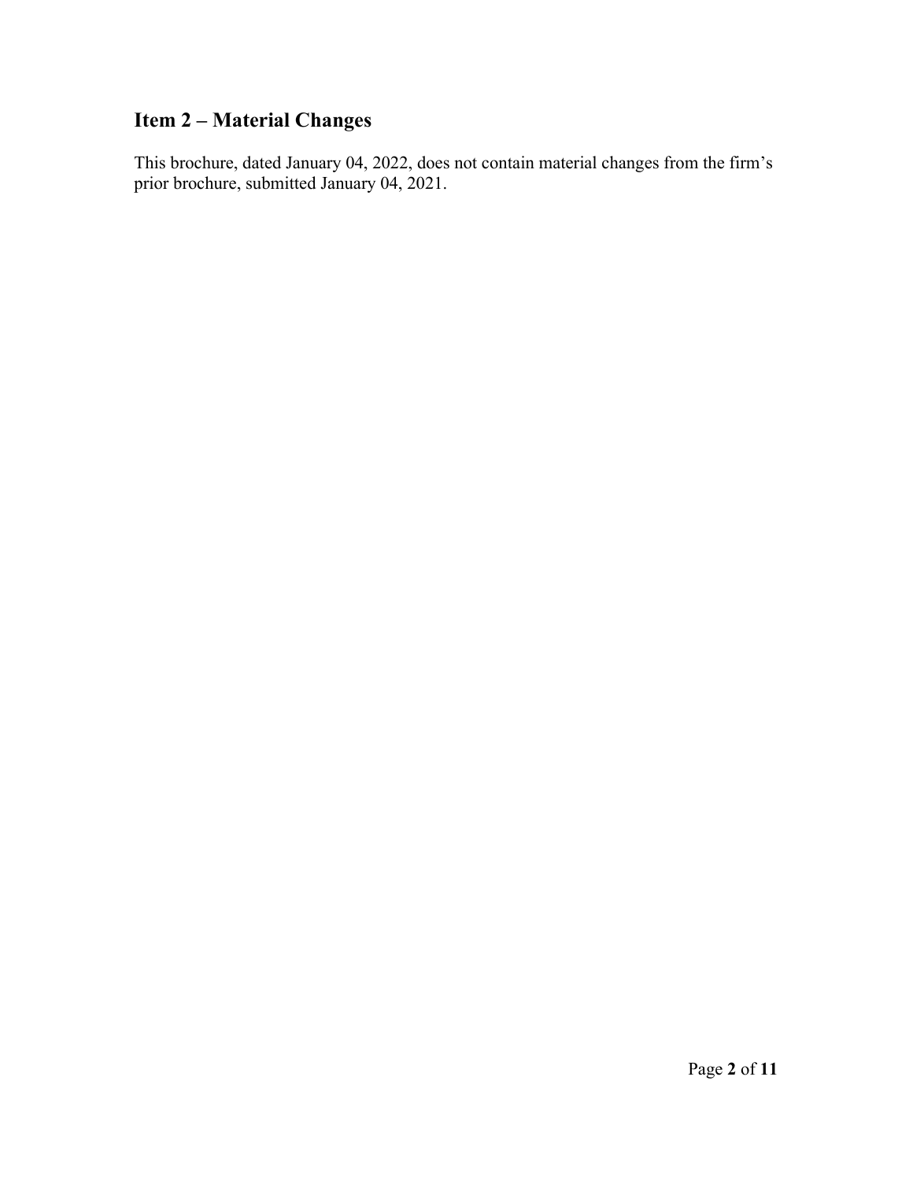## Item 2 – Material Changes

This brochure, dated January 04, 2022, does not contain material changes from the firm's prior brochure, submitted January 04, 2021.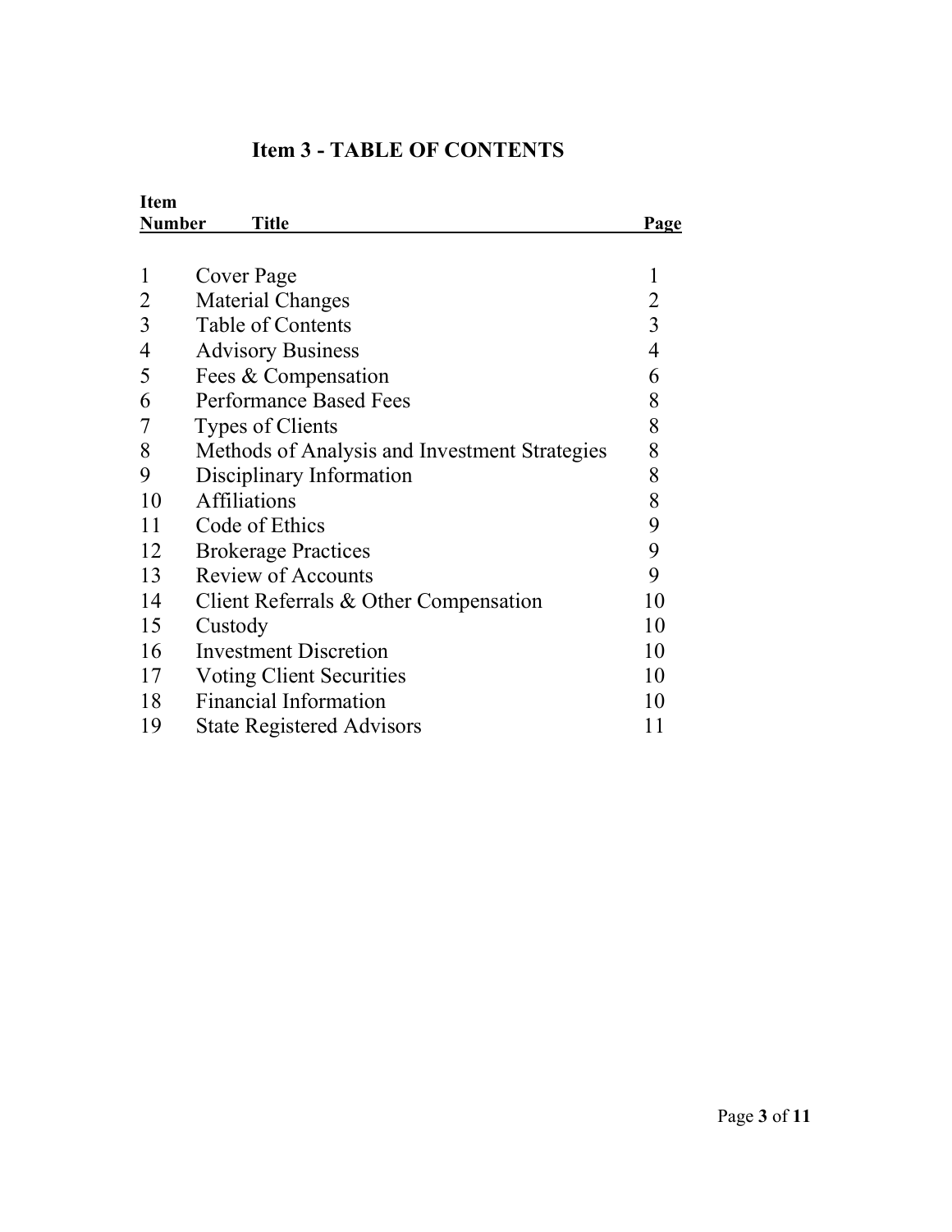# Item 3 - TABLE OF CONTENTS

| Item Number | Title | Page |
|---|---|---|
| 1 | Cover Page | 1 |
| 2 | Material Changes | 2 |
| 3 | Table of Contents | 3 |
| 4 | Advisory Business | 4 |
| 5 | Fees & Compensation | 6 |
| 6 | Performance Based Fees | 8 |
| 7 | Types of Clients | 8 |
| 8 | Methods of Analysis and Investment Strategies | 8 |
| 9 | Disciplinary Information | 8 |
| 10 | Affiliations | 8 |
| 11 | Code of Ethics | 9 |
| 12 | Brokerage Practices | 9 |
| 13 | Review of Accounts | 9 |
| 14 | Client Referrals & Other Compensation | 10 |
| 15 | Custody | 10 |
| 16 | Investment Discretion | 10 |
| 17 | Voting Client Securities | 10 |
| 18 | Financial Information | 10 |
| 19 | State Registered Advisors | 11 |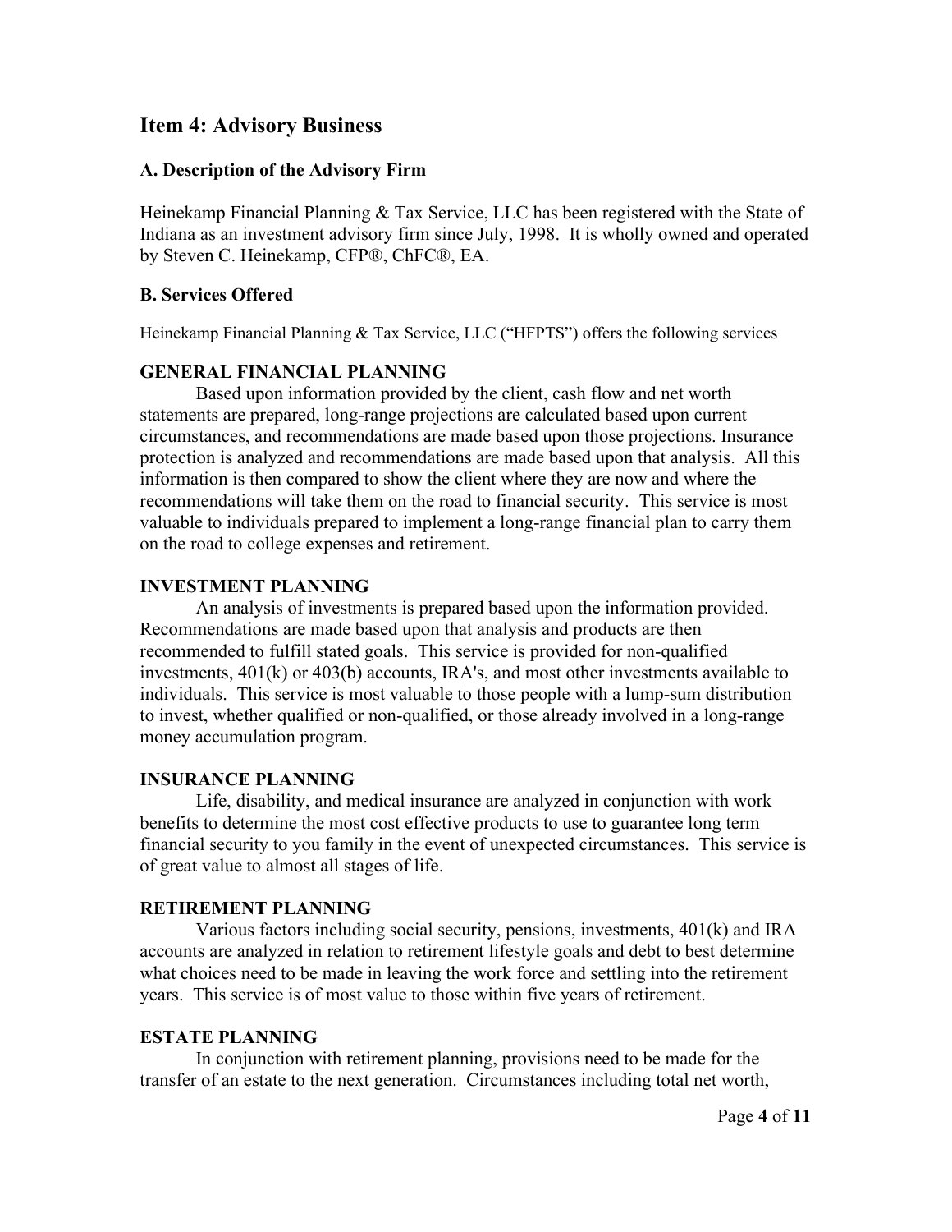## Item 4: Advisory Business

### A. Description of the Advisory Firm

Heinekamp Financial Planning & Tax Service, LLC has been registered with the State of Indiana as an investment advisory firm since July, 1998. It is wholly owned and operated by Steven C. Heinekamp, CFP®, ChFC®, EA.

### B. Services Offered

Heinekamp Financial Planning & Tax Service, LLC ("HFPTS") offers the following services

**GENERAL FINANCIAL PLANNING**

Based upon information provided by the client, cash flow and net worth statements are prepared, long-range projections are calculated based upon current circumstances, and recommendations are made based upon those projections. Insurance protection is analyzed and recommendations are made based upon that analysis. All this information is then compared to show the client where they are now and where the recommendations will take them on the road to financial security. This service is most valuable to individuals prepared to implement a long-range financial plan to carry them on the road to college expenses and retirement.

**INVESTMENT PLANNING**

An analysis of investments is prepared based upon the information provided. Recommendations are made based upon that analysis and products are then recommended to fulfill stated goals. This service is provided for non-qualified investments, 401(k) or 403(b) accounts, IRA's, and most other investments available to individuals. This service is most valuable to those people with a lump-sum distribution to invest, whether qualified or non-qualified, or those already involved in a long-range money accumulation program.

**INSURANCE PLANNING**

Life, disability, and medical insurance are analyzed in conjunction with work benefits to determine the most cost effective products to use to guarantee long term financial security to you family in the event of unexpected circumstances. This service is of great value to almost all stages of life.

**RETIREMENT PLANNING**

Various factors including social security, pensions, investments, 401(k) and IRA accounts are analyzed in relation to retirement lifestyle goals and debt to best determine what choices need to be made in leaving the work force and settling into the retirement years. This service is of most value to those within five years of retirement.

**ESTATE PLANNING**

In conjunction with retirement planning, provisions need to be made for the transfer of an estate to the next generation. Circumstances including total net worth,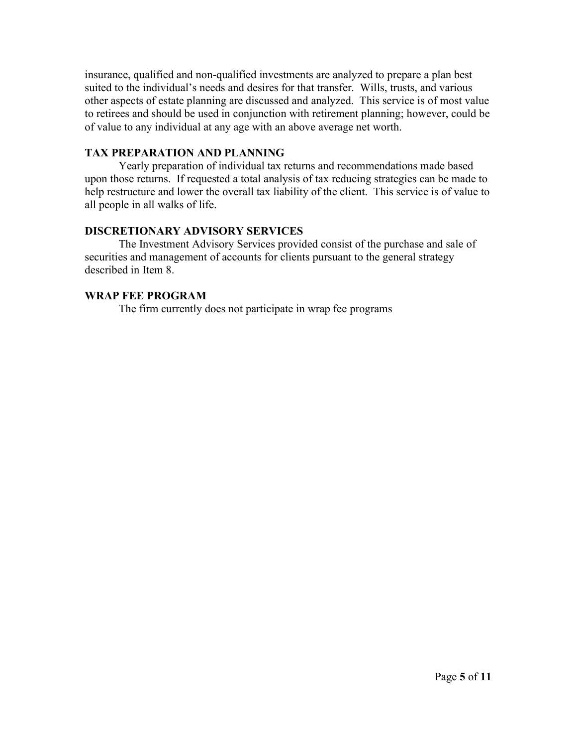insurance, qualified and non-qualified investments are analyzed to prepare a plan best suited to the individual's needs and desires for that transfer. Wills, trusts, and various other aspects of estate planning are discussed and analyzed. This service is of most value to retirees and should be used in conjunction with retirement planning; however, could be of value to any individual at any age with an above average net worth.

**TAX PREPARATION AND PLANNING**

Yearly preparation of individual tax returns and recommendations made based upon those returns. If requested a total analysis of tax reducing strategies can be made to help restructure and lower the overall tax liability of the client. This service is of value to all people in all walks of life.

**DISCRETIONARY ADVISORY SERVICES**

The Investment Advisory Services provided consist of the purchase and sale of securities and management of accounts for clients pursuant to the general strategy described in Item 8.

**WRAP FEE PROGRAM**

The firm currently does not participate in wrap fee programs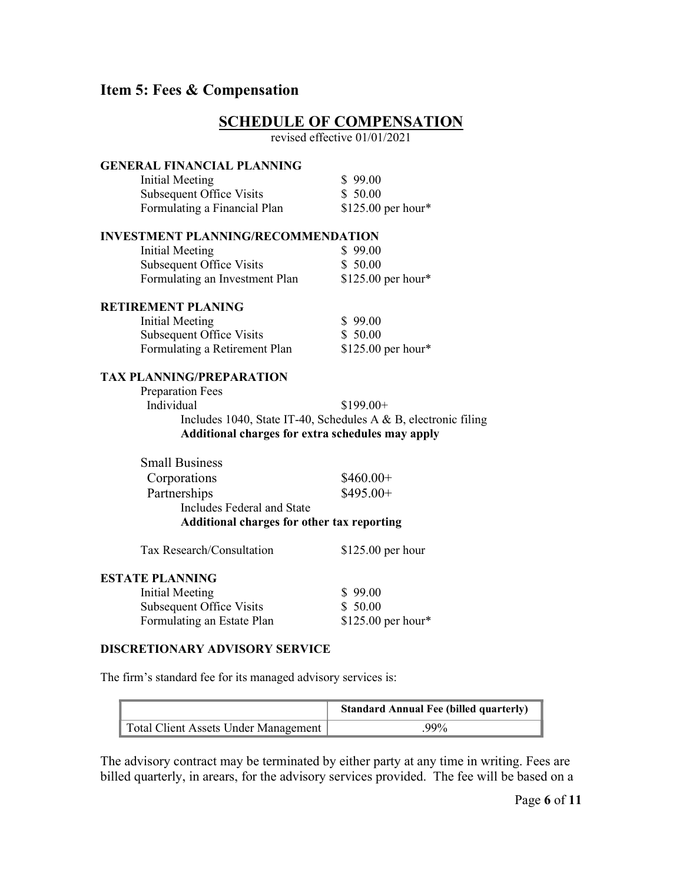## Item 5: Fees & Compensation

### SCHEDULE OF COMPENSATION

revised effective 01/01/2021

**GENERAL FINANCIAL PLANNING**

| | |
|---|---|
| Initial Meeting | $ 99.00 |
| Subsequent Office Visits | $ 50.00 |
| Formulating a Financial Plan | $125.00 per hour* |

**INVESTMENT PLANNING/RECOMMENDATION**

| | |
|---|---|
| Initial Meeting | $ 99.00 |
| Subsequent Office Visits | $ 50.00 |
| Formulating an Investment Plan | $125.00 per hour* |

**RETIREMENT PLANING**

| | |
|---|---|
| Initial Meeting | $ 99.00 |
| Subsequent Office Visits | $ 50.00 |
| Formulating a Retirement Plan | $125.00 per hour* |

**TAX PLANNING/PREPARATION**

Preparation Fees

Individual $199.00+

Includes 1040, State IT-40, Schedules A & B, electronic filing

**Additional charges for extra schedules may apply**

Small Business

| | |
|---|---|
| Corporations | $460.00+ |
| Partnerships | $495.00+ |

Includes Federal and State

**Additional charges for other tax reporting**

Tax Research/Consultation $125.00 per hour

**ESTATE PLANNING**

| | |
|---|---|
| Initial Meeting | $ 99.00 |
| Subsequent Office Visits | $ 50.00 |
| Formulating an Estate Plan | $125.00 per hour* |

**DISCRETIONARY ADVISORY SERVICE**

The firm's standard fee for its managed advisory services is:

| | Standard Annual Fee (billed quarterly) |
|---|---|
| Total Client Assets Under Management | .99% |

The advisory contract may be terminated by either party at any time in writing. Fees are billed quarterly, in arears, for the advisory services provided. The fee will be based on a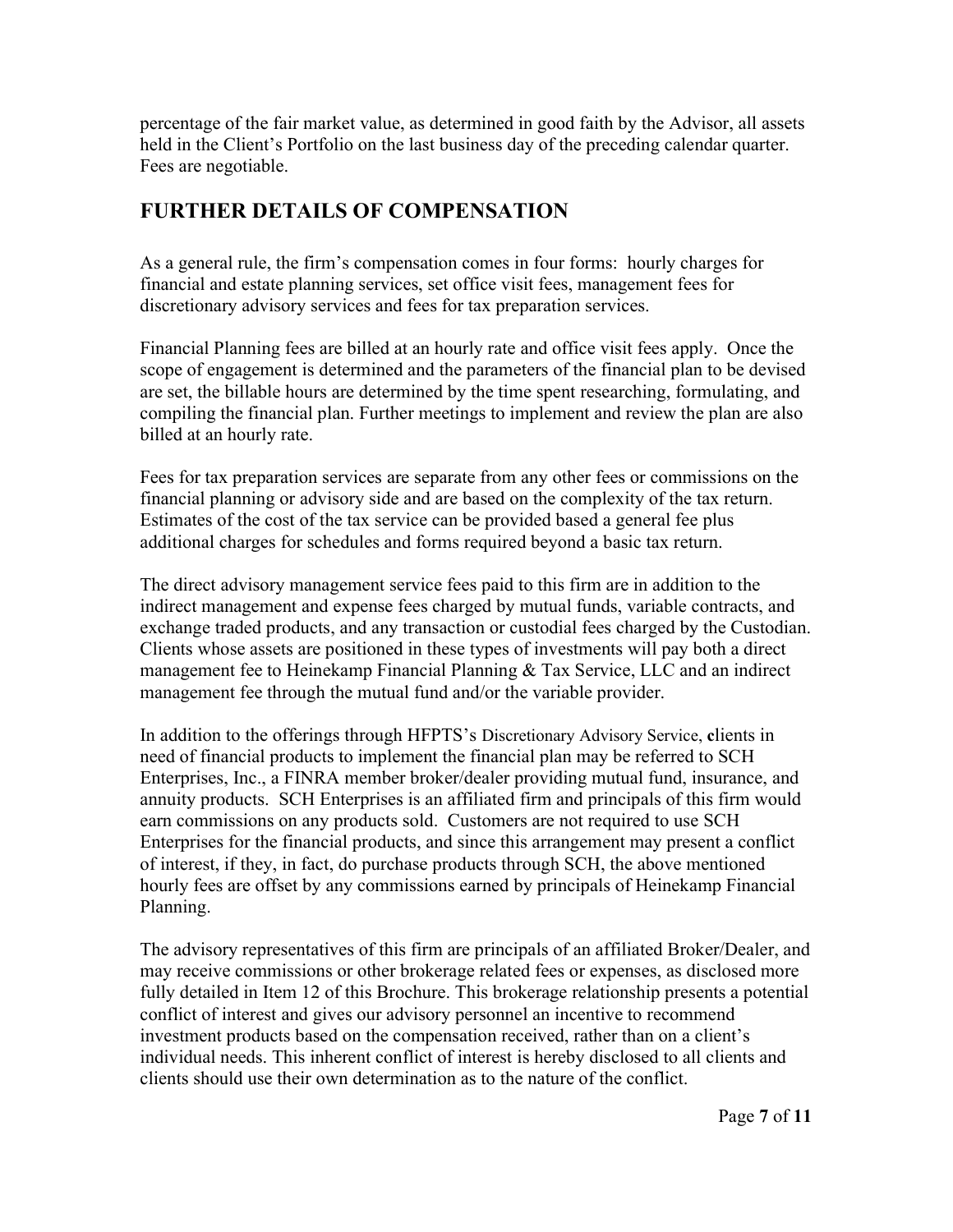percentage of the fair market value, as determined in good faith by the Advisor, all assets held in the Client's Portfolio on the last business day of the preceding calendar quarter. Fees are negotiable.

## FURTHER DETAILS OF COMPENSATION

As a general rule, the firm's compensation comes in four forms: hourly charges for financial and estate planning services, set office visit fees, management fees for discretionary advisory services and fees for tax preparation services.

Financial Planning fees are billed at an hourly rate and office visit fees apply. Once the scope of engagement is determined and the parameters of the financial plan to be devised are set, the billable hours are determined by the time spent researching, formulating, and compiling the financial plan. Further meetings to implement and review the plan are also billed at an hourly rate.

Fees for tax preparation services are separate from any other fees or commissions on the financial planning or advisory side and are based on the complexity of the tax return. Estimates of the cost of the tax service can be provided based a general fee plus additional charges for schedules and forms required beyond a basic tax return.

The direct advisory management service fees paid to this firm are in addition to the indirect management and expense fees charged by mutual funds, variable contracts, and exchange traded products, and any transaction or custodial fees charged by the Custodian. Clients whose assets are positioned in these types of investments will pay both a direct management fee to Heinekamp Financial Planning & Tax Service, LLC and an indirect management fee through the mutual fund and/or the variable provider.

In addition to the offerings through HFPTS's Discretionary Advisory Service, **c**lients in need of financial products to implement the financial plan may be referred to SCH Enterprises, Inc., a FINRA member broker/dealer providing mutual fund, insurance, and annuity products. SCH Enterprises is an affiliated firm and principals of this firm would earn commissions on any products sold. Customers are not required to use SCH Enterprises for the financial products, and since this arrangement may present a conflict of interest, if they, in fact, do purchase products through SCH, the above mentioned hourly fees are offset by any commissions earned by principals of Heinekamp Financial Planning.

The advisory representatives of this firm are principals of an affiliated Broker/Dealer, and may receive commissions or other brokerage related fees or expenses, as disclosed more fully detailed in Item 12 of this Brochure. This brokerage relationship presents a potential conflict of interest and gives our advisory personnel an incentive to recommend investment products based on the compensation received, rather than on a client's individual needs. This inherent conflict of interest is hereby disclosed to all clients and clients should use their own determination as to the nature of the conflict.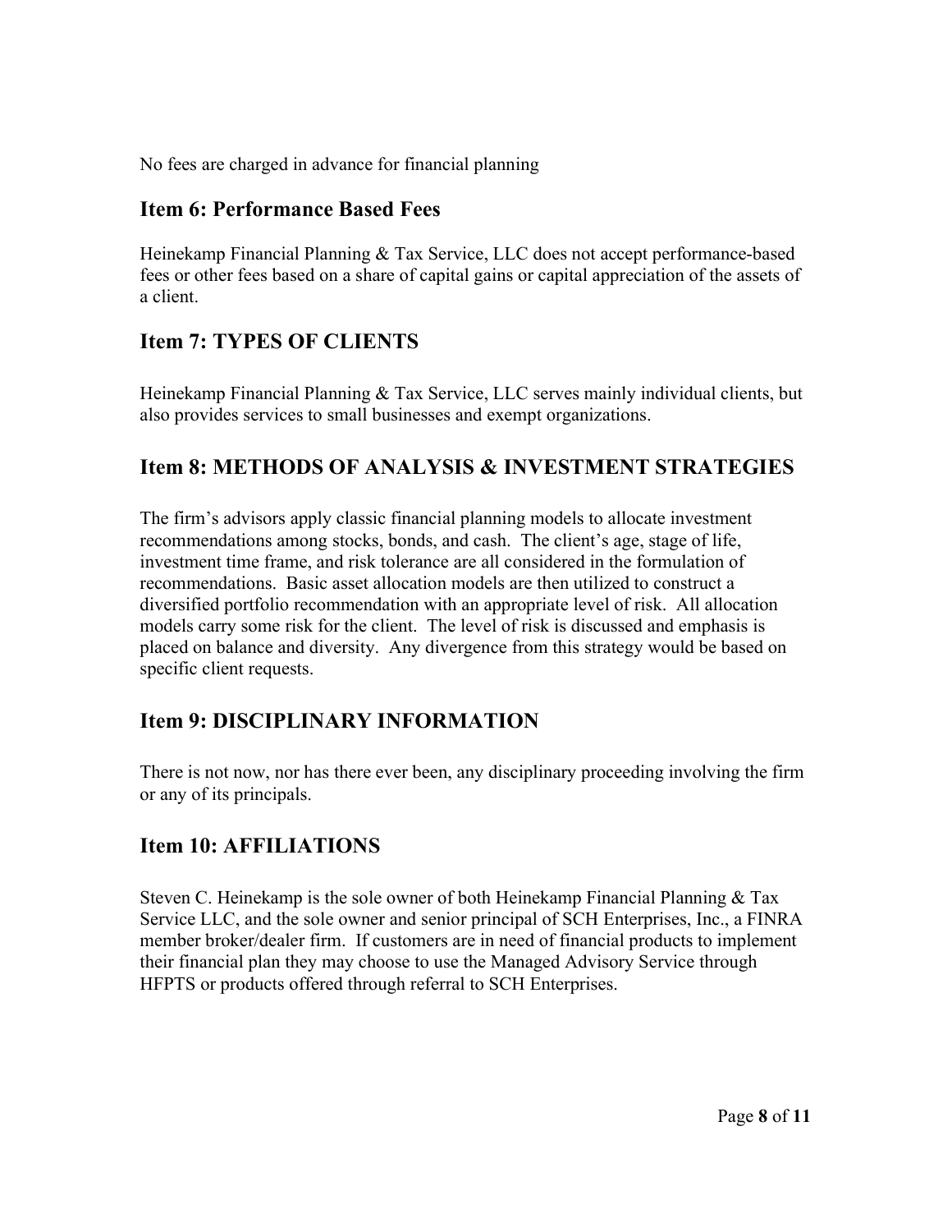No fees are charged in advance for financial planning

## Item 6: Performance Based Fees

Heinekamp Financial Planning & Tax Service, LLC does not accept performance-based fees or other fees based on a share of capital gains or capital appreciation of the assets of a client.

## Item 7: TYPES OF CLIENTS

Heinekamp Financial Planning & Tax Service, LLC serves mainly individual clients, but also provides services to small businesses and exempt organizations.

## Item 8: METHODS OF ANALYSIS & INVESTMENT STRATEGIES

The firm's advisors apply classic financial planning models to allocate investment recommendations among stocks, bonds, and cash. The client's age, stage of life, investment time frame, and risk tolerance are all considered in the formulation of recommendations. Basic asset allocation models are then utilized to construct a diversified portfolio recommendation with an appropriate level of risk. All allocation models carry some risk for the client. The level of risk is discussed and emphasis is placed on balance and diversity. Any divergence from this strategy would be based on specific client requests.

## Item 9: DISCIPLINARY INFORMATION

There is not now, nor has there ever been, any disciplinary proceeding involving the firm or any of its principals.

## Item 10: AFFILIATIONS

Steven C. Heinekamp is the sole owner of both Heinekamp Financial Planning & Tax Service LLC, and the sole owner and senior principal of SCH Enterprises, Inc., a FINRA member broker/dealer firm. If customers are in need of financial products to implement their financial plan they may choose to use the Managed Advisory Service through HFPTS or products offered through referral to SCH Enterprises.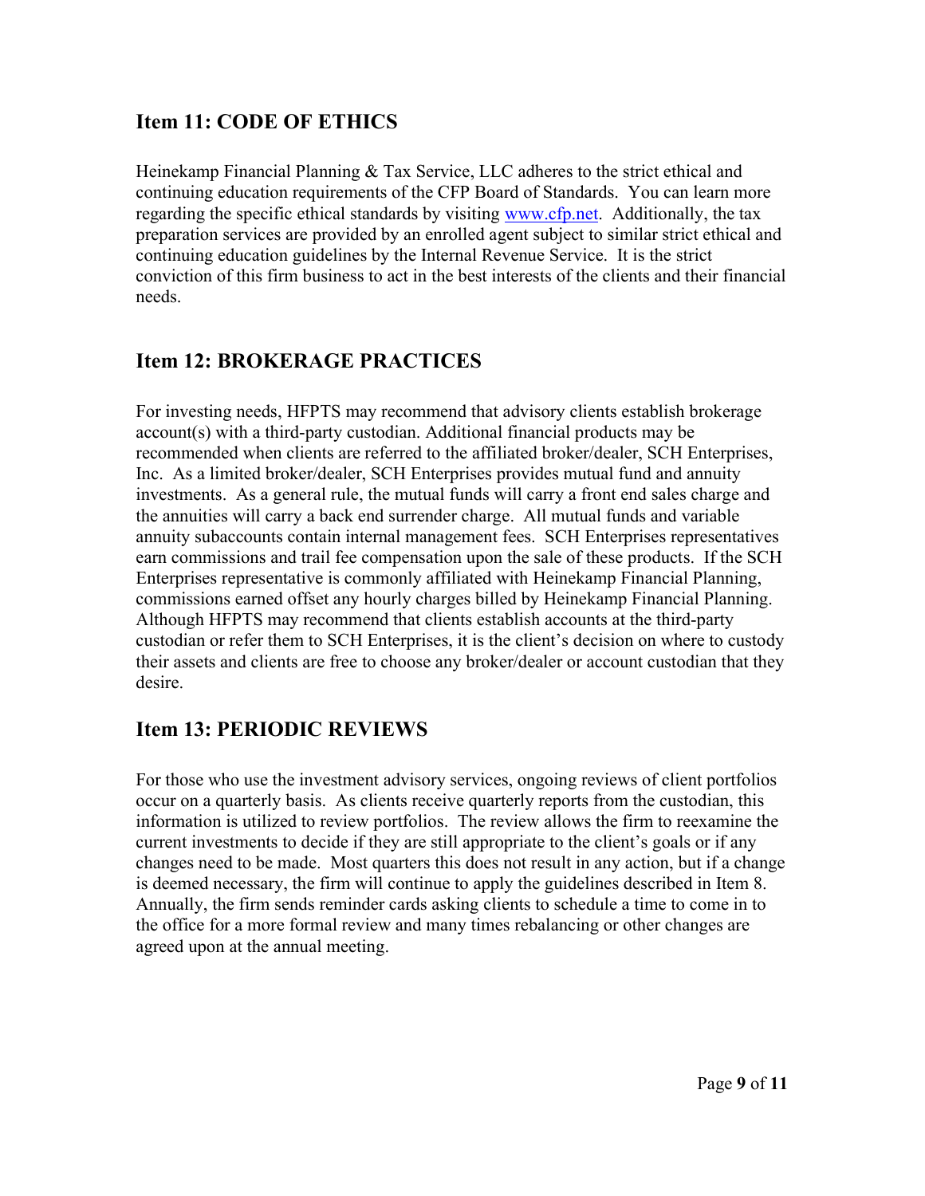## Item 11: CODE OF ETHICS

Heinekamp Financial Planning & Tax Service, LLC adheres to the strict ethical and continuing education requirements of the CFP Board of Standards. You can learn more regarding the specific ethical standards by visiting [www.cfp.net](http://www.cfp.net). Additionally, the tax preparation services are provided by an enrolled agent subject to similar strict ethical and continuing education guidelines by the Internal Revenue Service. It is the strict conviction of this firm business to act in the best interests of the clients and their financial needs.

## Item 12: BROKERAGE PRACTICES

For investing needs, HFPTS may recommend that advisory clients establish brokerage account(s) with a third-party custodian. Additional financial products may be recommended when clients are referred to the affiliated broker/dealer, SCH Enterprises, Inc. As a limited broker/dealer, SCH Enterprises provides mutual fund and annuity investments. As a general rule, the mutual funds will carry a front end sales charge and the annuities will carry a back end surrender charge. All mutual funds and variable annuity subaccounts contain internal management fees. SCH Enterprises representatives earn commissions and trail fee compensation upon the sale of these products. If the SCH Enterprises representative is commonly affiliated with Heinekamp Financial Planning, commissions earned offset any hourly charges billed by Heinekamp Financial Planning. Although HFPTS may recommend that clients establish accounts at the third-party custodian or refer them to SCH Enterprises, it is the client's decision on where to custody their assets and clients are free to choose any broker/dealer or account custodian that they desire.

## Item 13: PERIODIC REVIEWS

For those who use the investment advisory services, ongoing reviews of client portfolios occur on a quarterly basis. As clients receive quarterly reports from the custodian, this information is utilized to review portfolios. The review allows the firm to reexamine the current investments to decide if they are still appropriate to the client's goals or if any changes need to be made. Most quarters this does not result in any action, but if a change is deemed necessary, the firm will continue to apply the guidelines described in Item 8. Annually, the firm sends reminder cards asking clients to schedule a time to come in to the office for a more formal review and many times rebalancing or other changes are agreed upon at the annual meeting.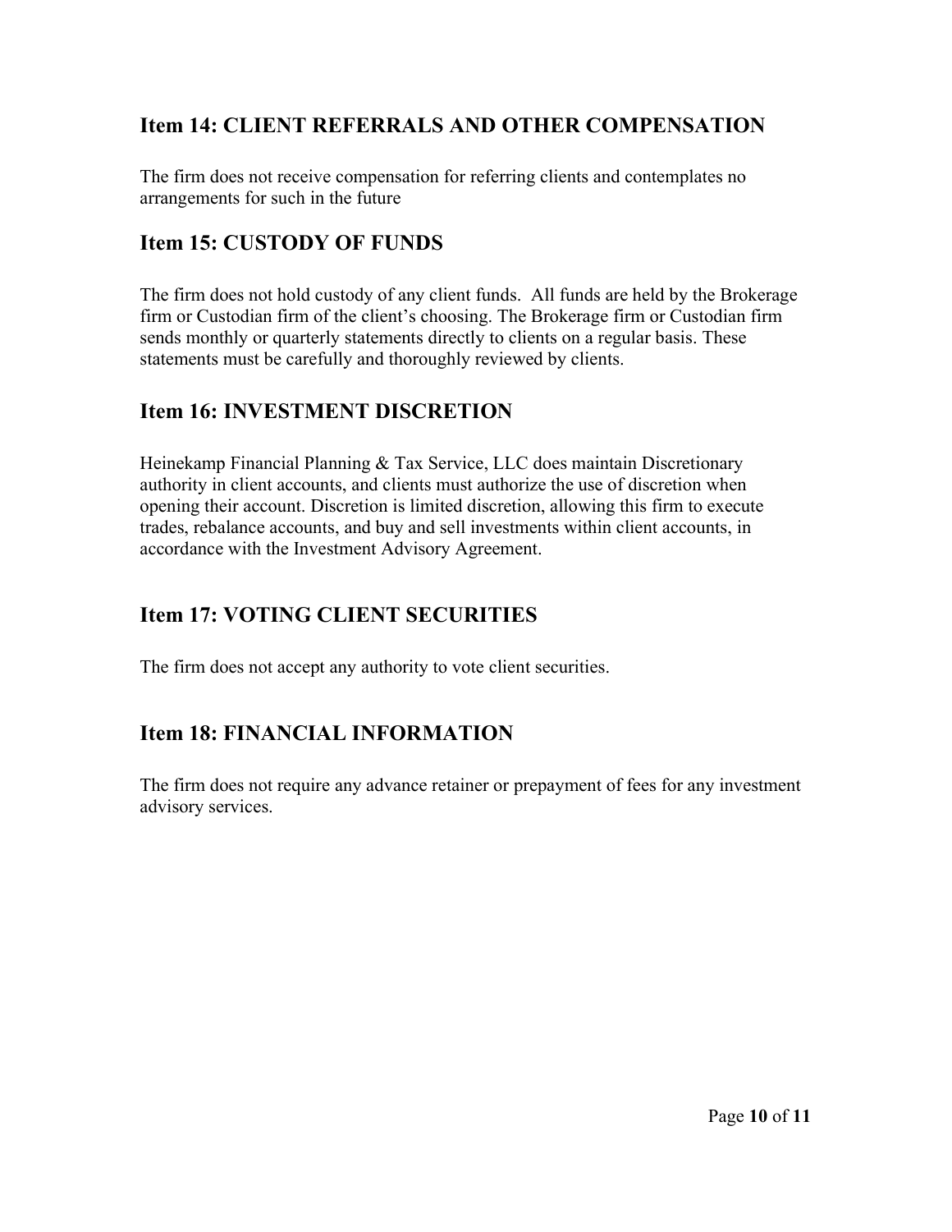## Item 14: CLIENT REFERRALS AND OTHER COMPENSATION

The firm does not receive compensation for referring clients and contemplates no arrangements for such in the future

## Item 15: CUSTODY OF FUNDS

The firm does not hold custody of any client funds. All funds are held by the Brokerage firm or Custodian firm of the client's choosing. The Brokerage firm or Custodian firm sends monthly or quarterly statements directly to clients on a regular basis. These statements must be carefully and thoroughly reviewed by clients.

## Item 16: INVESTMENT DISCRETION

Heinekamp Financial Planning & Tax Service, LLC does maintain Discretionary authority in client accounts, and clients must authorize the use of discretion when opening their account. Discretion is limited discretion, allowing this firm to execute trades, rebalance accounts, and buy and sell investments within client accounts, in accordance with the Investment Advisory Agreement.

## Item 17: VOTING CLIENT SECURITIES

The firm does not accept any authority to vote client securities.

## Item 18: FINANCIAL INFORMATION

The firm does not require any advance retainer or prepayment of fees for any investment advisory services.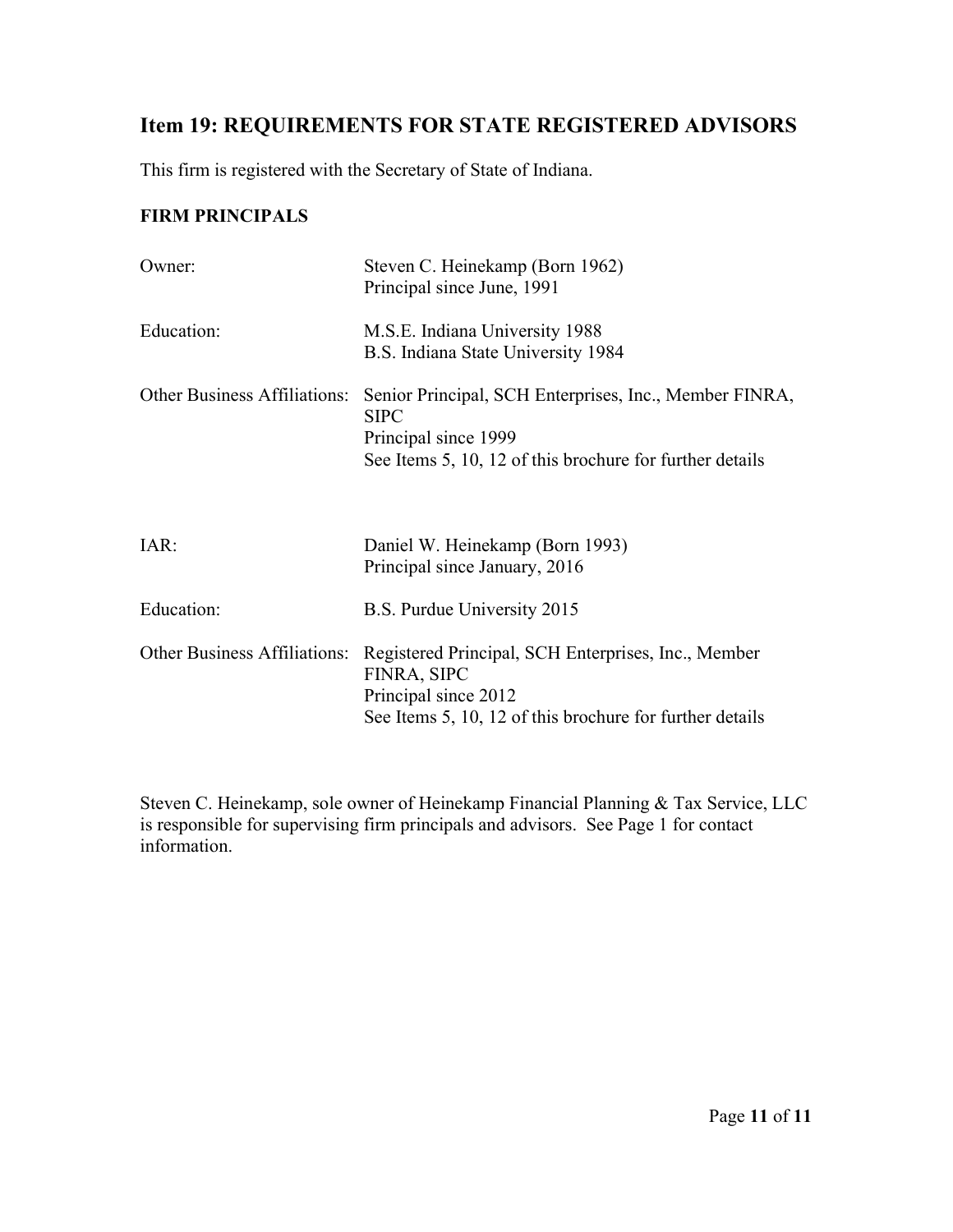## Item 19: REQUIREMENTS FOR STATE REGISTERED ADVISORS

This firm is registered with the Secretary of State of Indiana.

### FIRM PRINCIPALS

| | |
|---|---|
| Owner: | Steven C. Heinekamp (Born 1962)<br>Principal since June, 1991 |
| Education: | M.S.E. Indiana University 1988<br>B.S. Indiana State University 1984 |
| Other Business Affiliations: | Senior Principal, SCH Enterprises, Inc., Member FINRA, SIPC<br>Principal since 1999<br>See Items 5, 10, 12 of this brochure for further details |
| IAR: | Daniel W. Heinekamp (Born 1993)<br>Principal since January, 2016 |
| Education: | B.S. Purdue University 2015 |
| Other Business Affiliations: | Registered Principal, SCH Enterprises, Inc., Member FINRA, SIPC<br>Principal since 2012<br>See Items 5, 10, 12 of this brochure for further details |

Steven C. Heinekamp, sole owner of Heinekamp Financial Planning & Tax Service, LLC is responsible for supervising firm principals and advisors. See Page 1 for contact information.